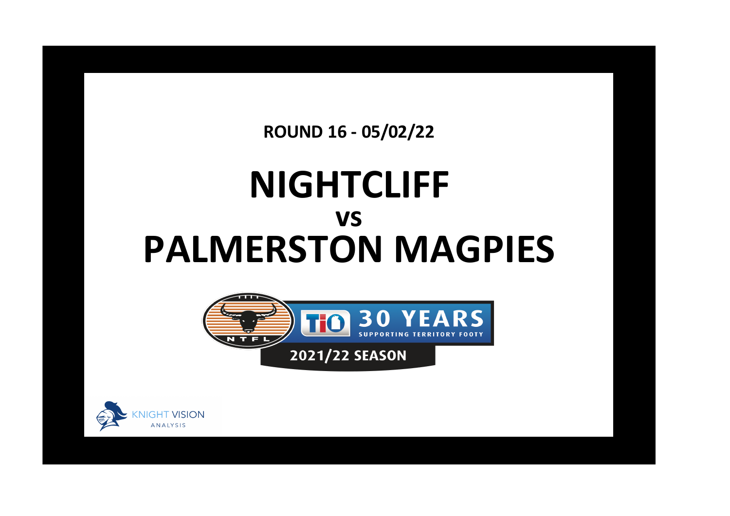**ROUND 16 - 05/02/22**

# NIGHTCLIFF

## vs

# PALMERSTON MAGPIES

NTFL

TIO 30 YEARS SUPPORTING TERRITORY FOOTY

2021/22 SEASON

KNIGHT VISION ANALYSIS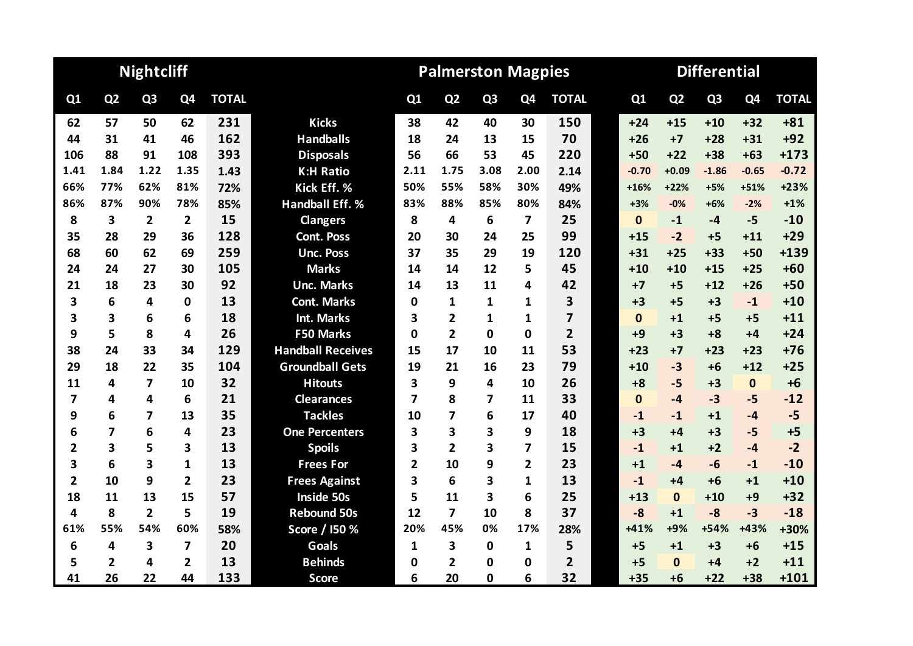| Nightcliff | | | | | | Palmerston Magpies | | | | | Differential | | | | |
|---|---|---|---|---|---|---|---|---|---|---|---|---|---|---|---|
| Q1 | Q2 | Q3 | Q4 | TOTAL | | Q1 | Q2 | Q3 | Q4 | TOTAL | Q1 | Q2 | Q3 | Q4 | TOTAL |
| 62 | 57 | 50 | 62 | 231 | Kicks | 38 | 42 | 40 | 30 | 150 | +24 | +15 | +10 | +32 | +81 |
| 44 | 31 | 41 | 46 | 162 | Handballs | 18 | 24 | 13 | 15 | 70 | +26 | +7 | +28 | +31 | +92 |
| 106 | 88 | 91 | 108 | 393 | Disposals | 56 | 66 | 53 | 45 | 220 | +50 | +22 | +38 | +63 | +173 |
| 1.41 | 1.84 | 1.22 | 1.35 | 1.43 | K:H Ratio | 2.11 | 1.75 | 3.08 | 2.00 | 2.14 | -0.70 | +0.09 | -1.86 | -0.65 | -0.72 |
| 66% | 77% | 62% | 81% | 72% | Kick Eff. % | 50% | 55% | 58% | 30% | 49% | +16% | +22% | +5% | +51% | +23% |
| 86% | 87% | 90% | 78% | 85% | Handball Eff. % | 83% | 88% | 85% | 80% | 84% | +3% | -0% | +6% | -2% | +1% |
| 8 | 3 | 2 | 2 | 15 | Clangers | 8 | 4 | 6 | 7 | 25 | 0 | -1 | -4 | -5 | -10 |
| 35 | 28 | 29 | 36 | 128 | Cont. Poss | 20 | 30 | 24 | 25 | 99 | +15 | -2 | +5 | +11 | +29 |
| 68 | 60 | 62 | 69 | 259 | Unc. Poss | 37 | 35 | 29 | 19 | 120 | +31 | +25 | +33 | +50 | +139 |
| 24 | 24 | 27 | 30 | 105 | Marks | 14 | 14 | 12 | 5 | 45 | +10 | +10 | +15 | +25 | +60 |
| 21 | 18 | 23 | 30 | 92 | Unc. Marks | 14 | 13 | 11 | 4 | 42 | +7 | +5 | +12 | +26 | +50 |
| 3 | 6 | 4 | 0 | 13 | Cont. Marks | 0 | 1 | 1 | 1 | 3 | +3 | +5 | +3 | -1 | +10 |
| 3 | 3 | 6 | 6 | 18 | Int. Marks | 3 | 2 | 1 | 1 | 7 | 0 | +1 | +5 | +5 | +11 |
| 9 | 5 | 8 | 4 | 26 | F50 Marks | 0 | 2 | 0 | 0 | 2 | +9 | +3 | +8 | +4 | +24 |
| 38 | 24 | 33 | 34 | 129 | Handball Receives | 15 | 17 | 10 | 11 | 53 | +23 | +7 | +23 | +23 | +76 |
| 29 | 18 | 22 | 35 | 104 | Groundball Gets | 19 | 21 | 16 | 23 | 79 | +10 | -3 | +6 | +12 | +25 |
| 11 | 4 | 7 | 10 | 32 | Hitouts | 3 | 9 | 4 | 10 | 26 | +8 | -5 | +3 | 0 | +6 |
| 7 | 4 | 4 | 6 | 21 | Clearances | 7 | 8 | 7 | 11 | 33 | 0 | -4 | -3 | -5 | -12 |
| 9 | 6 | 7 | 13 | 35 | Tackles | 10 | 7 | 6 | 17 | 40 | -1 | -1 | +1 | -4 | -5 |
| 6 | 7 | 6 | 4 | 23 | One Percenters | 3 | 3 | 3 | 9 | 18 | +3 | +4 | +3 | -5 | +5 |
| 2 | 3 | 5 | 3 | 13 | Spoils | 3 | 2 | 3 | 7 | 15 | -1 | +1 | +2 | -4 | -2 |
| 3 | 6 | 3 | 1 | 13 | Frees For | 2 | 10 | 9 | 2 | 23 | +1 | -4 | -6 | -1 | -10 |
| 2 | 10 | 9 | 2 | 23 | Frees Against | 3 | 6 | 3 | 1 | 13 | -1 | +4 | +6 | +1 | +10 |
| 18 | 11 | 13 | 15 | 57 | Inside 50s | 5 | 11 | 3 | 6 | 25 | +13 | 0 | +10 | +9 | +32 |
| 4 | 8 | 2 | 5 | 19 | Rebound 50s | 12 | 7 | 10 | 8 | 37 | -8 | +1 | -8 | -3 | -18 |
| 61% | 55% | 54% | 60% | 58% | Score / I50 % | 20% | 45% | 0% | 17% | 28% | +41% | +9% | +54% | +43% | +30% |
| 6 | 4 | 3 | 7 | 20 | Goals | 1 | 3 | 0 | 1 | 5 | +5 | +1 | +3 | +6 | +15 |
| 5 | 2 | 4 | 2 | 13 | Behinds | 0 | 2 | 0 | 0 | 2 | +5 | 0 | +4 | +2 | +11 |
| 41 | 26 | 22 | 44 | 133 | Score | 6 | 20 | 0 | 6 | 32 | +35 | +6 | +22 | +38 | +101 |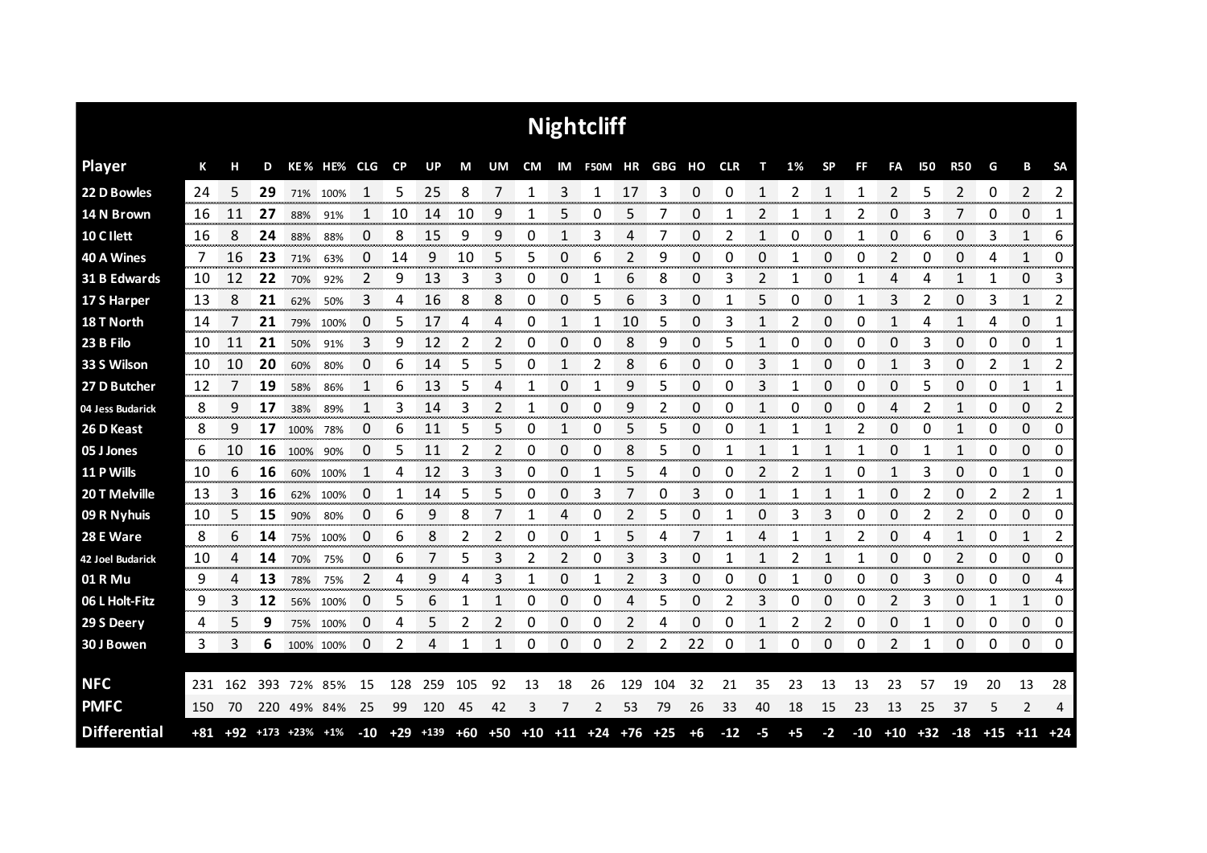# Nightcliff

| Player | K | H | D | KE % | HE% | CLG | CP | UP | M | UM | CM | IM | F50M | HR | GBG | HO | CLR | T | 1% | SP | FF | FA | I50 | R50 | G | B | SA |
|---|---|---|---|---|---|---|---|---|---|---|---|---|---|---|---|---|---|---|---|---|---|---|---|---|---|---|---|
| 22 D Bowles | 24 | 5 | **29** | 71% | 100% | 1 | 5 | 25 | 8 | 7 | 1 | 3 | 1 | 17 | 3 | 0 | 0 | 1 | 2 | 1 | 1 | 2 | 5 | 2 | 0 | 2 | 2 |
| 14 N Brown | 16 | 11 | **27** | 88% | 91% | 1 | 10 | 14 | 10 | 9 | 1 | 5 | 0 | 5 | 7 | 0 | 1 | 2 | 1 | 1 | 2 | 0 | 3 | 7 | 0 | 0 | 1 |
| 10 C Ilett | 16 | 8 | **24** | 88% | 88% | 0 | 8 | 15 | 9 | 9 | 0 | 1 | 3 | 4 | 7 | 0 | 2 | 1 | 0 | 0 | 1 | 0 | 6 | 0 | 3 | 1 | 6 |
| 40 A Wines | 7 | 16 | **23** | 71% | 63% | 0 | 14 | 9 | 10 | 5 | 5 | 0 | 6 | 2 | 9 | 0 | 0 | 0 | 1 | 0 | 0 | 2 | 0 | 0 | 4 | 1 | 0 |
| 31 B Edwards | 10 | 12 | **22** | 70% | 92% | 2 | 9 | 13 | 3 | 3 | 0 | 0 | 1 | 6 | 8 | 0 | 3 | 2 | 1 | 0 | 1 | 4 | 4 | 1 | 1 | 0 | 3 |
| 17 S Harper | 13 | 8 | **21** | 62% | 50% | 3 | 4 | 16 | 8 | 8 | 0 | 0 | 5 | 6 | 3 | 0 | 1 | 5 | 0 | 0 | 1 | 3 | 2 | 0 | 3 | 1 | 2 |
| 18 T North | 14 | 7 | **21** | 79% | 100% | 0 | 5 | 17 | 4 | 4 | 0 | 1 | 1 | 10 | 5 | 0 | 3 | 1 | 2 | 0 | 0 | 1 | 4 | 1 | 4 | 0 | 1 |
| 23 B Filo | 10 | 11 | **21** | 50% | 91% | 3 | 9 | 12 | 2 | 2 | 0 | 0 | 0 | 8 | 9 | 0 | 5 | 1 | 0 | 0 | 0 | 0 | 3 | 0 | 0 | 0 | 1 |
| 33 S Wilson | 10 | 10 | **20** | 60% | 80% | 0 | 6 | 14 | 5 | 5 | 0 | 1 | 2 | 8 | 6 | 0 | 0 | 3 | 1 | 0 | 0 | 1 | 3 | 0 | 2 | 1 | 2 |
| 27 D Butcher | 12 | 7 | **19** | 58% | 86% | 1 | 6 | 13 | 5 | 4 | 1 | 0 | 1 | 9 | 5 | 0 | 0 | 3 | 1 | 0 | 0 | 0 | 5 | 0 | 0 | 1 | 1 |
| 04 Jess Budarick | 8 | 9 | **17** | 38% | 89% | 1 | 3 | 14 | 3 | 2 | 1 | 0 | 0 | 9 | 2 | 0 | 0 | 1 | 0 | 0 | 0 | 4 | 2 | 1 | 0 | 0 | 2 |
| 26 D Keast | 8 | 9 | **17** | 100% | 78% | 0 | 6 | 11 | 5 | 5 | 0 | 1 | 0 | 5 | 5 | 0 | 0 | 1 | 1 | 1 | 2 | 0 | 0 | 1 | 0 | 0 | 0 |
| 05 J Jones | 6 | 10 | **16** | 100% | 90% | 0 | 5 | 11 | 2 | 2 | 0 | 0 | 0 | 8 | 5 | 0 | 1 | 1 | 1 | 1 | 1 | 0 | 1 | 1 | 0 | 0 | 0 |
| 11 P Wills | 10 | 6 | **16** | 60% | 100% | 1 | 4 | 12 | 3 | 3 | 0 | 0 | 1 | 5 | 4 | 0 | 0 | 2 | 2 | 1 | 0 | 1 | 3 | 0 | 0 | 1 | 0 |
| 20 T Melville | 13 | 3 | **16** | 62% | 100% | 0 | 1 | 14 | 5 | 5 | 0 | 0 | 3 | 7 | 0 | 3 | 0 | 1 | 1 | 1 | 1 | 0 | 2 | 0 | 2 | 2 | 1 |
| 09 R Nyhuis | 10 | 5 | **15** | 90% | 80% | 0 | 6 | 9 | 8 | 7 | 1 | 4 | 0 | 2 | 5 | 0 | 1 | 0 | 3 | 3 | 0 | 0 | 2 | 2 | 0 | 0 | 0 |
| 28 E Ware | 8 | 6 | **14** | 75% | 100% | 0 | 6 | 8 | 2 | 2 | 0 | 0 | 1 | 5 | 4 | 7 | 1 | 4 | 1 | 1 | 2 | 0 | 4 | 1 | 0 | 1 | 2 |
| 42 Joel Budarick | 10 | 4 | **14** | 70% | 75% | 0 | 6 | 7 | 5 | 3 | 2 | 2 | 0 | 3 | 3 | 0 | 1 | 1 | 2 | 1 | 1 | 0 | 0 | 2 | 0 | 0 | 0 |
| 01 R Mu | 9 | 4 | **13** | 78% | 75% | 2 | 4 | 9 | 4 | 3 | 1 | 0 | 1 | 2 | 3 | 0 | 0 | 0 | 1 | 0 | 0 | 0 | 3 | 0 | 0 | 0 | 4 |
| 06 L Holt-Fitz | 9 | 3 | **12** | 56% | 100% | 0 | 5 | 6 | 1 | 1 | 0 | 0 | 0 | 4 | 5 | 0 | 2 | 3 | 0 | 0 | 0 | 2 | 3 | 0 | 1 | 1 | 0 |
| 29 S Deery | 4 | 5 | **9** | 75% | 100% | 0 | 4 | 5 | 2 | 2 | 0 | 0 | 0 | 2 | 4 | 0 | 0 | 1 | 2 | 2 | 0 | 0 | 1 | 0 | 0 | 0 | 0 |
| 30 J Bowen | 3 | 3 | **6** | 100% | 100% | 0 | 2 | 4 | 1 | 1 | 0 | 0 | 0 | 2 | 2 | 22 | 0 | 1 | 0 | 0 | 0 | 2 | 1 | 0 | 0 | 0 | 0 |
| **NFC** | 231 | 162 | 393 | 72% | 85% | 15 | 128 | 259 | 105 | 92 | 13 | 18 | 26 | 129 | 104 | 32 | 21 | 35 | 23 | 13 | 13 | 23 | 57 | 19 | 20 | 13 | 28 |
| **PMFC** | 150 | 70 | 220 | 49% | 84% | 25 | 99 | 120 | 45 | 42 | 3 | 7 | 2 | 53 | 79 | 26 | 33 | 40 | 18 | 15 | 23 | 13 | 25 | 37 | 5 | 2 | 4 |
| **Differential** | +81 | +92 | +173 | +23% | +1% | -10 | +29 | +139 | +60 | +50 | +10 | +11 | +24 | +76 | +25 | +6 | -12 | -5 | +5 | -2 | -10 | +10 | +32 | -18 | +15 | +11 | +24 |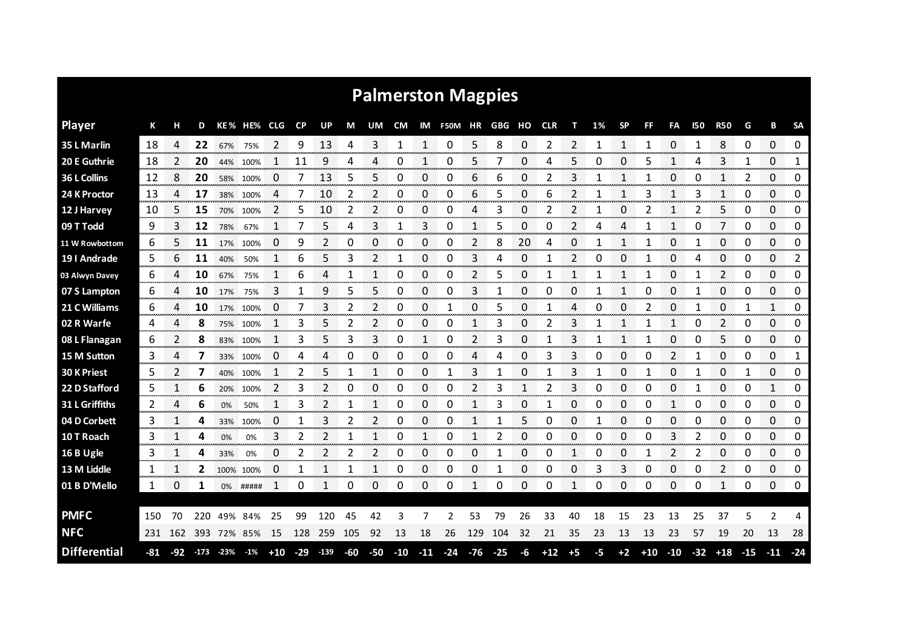# Palmerston Magpies

| Player | K | H | D | KE% | HE% | CLG | CP | UP | M | UM | CM | IM | F50M | HR | GBG | HO | CLR | T | 1% | SP | FF | FA | I50 | R50 | G | B | SA |
|---|---|---|---|---|---|---|---|---|---|---|---|---|---|---|---|---|---|---|---|---|---|---|---|---|---|---|---|
| 35 L Marlin | 18 | 4 | **22** | 67% | 75% | 2 | 9 | 13 | 4 | 3 | 1 | 1 | 0 | 5 | 8 | 0 | 2 | 2 | 1 | 1 | 1 | 0 | 1 | 8 | 0 | 0 | 0 |
| 20 E Guthrie | 18 | 2 | **20** | 44% | 100% | 1 | 11 | 9 | 4 | 4 | 0 | 1 | 0 | 5 | 7 | 0 | 4 | 5 | 0 | 0 | 5 | 1 | 4 | 3 | 1 | 0 | 1 |
| 36 L Collins | 12 | 8 | **20** | 58% | 100% | 0 | 7 | 13 | 5 | 5 | 0 | 0 | 0 | 6 | 6 | 0 | 2 | 3 | 1 | 1 | 1 | 0 | 0 | 1 | 2 | 0 | 0 |
| 24 K Proctor | 13 | 4 | **17** | 38% | 100% | 4 | 7 | 10 | 2 | 2 | 0 | 0 | 0 | 6 | 5 | 0 | 6 | 2 | 1 | 1 | 3 | 1 | 3 | 1 | 0 | 0 | 0 |
| 12 J Harvey | 10 | 5 | **15** | 70% | 100% | 2 | 5 | 10 | 2 | 2 | 0 | 0 | 0 | 4 | 3 | 0 | 2 | 2 | 1 | 0 | 2 | 1 | 2 | 5 | 0 | 0 | 0 |
| 09 T Todd | 9 | 3 | **12** | 78% | 67% | 1 | 7 | 5 | 4 | 3 | 1 | 3 | 0 | 1 | 5 | 0 | 0 | 2 | 4 | 4 | 1 | 1 | 0 | 7 | 0 | 0 | 0 |
| 11 W Rowbottom | 6 | 5 | **11** | 17% | 100% | 0 | 9 | 2 | 0 | 0 | 0 | 0 | 0 | 2 | 8 | 20 | 4 | 0 | 1 | 1 | 1 | 0 | 1 | 0 | 0 | 0 | 0 |
| 19 I Andrade | 5 | 6 | **11** | 40% | 50% | 1 | 6 | 5 | 3 | 2 | 1 | 0 | 0 | 3 | 4 | 0 | 1 | 2 | 0 | 0 | 1 | 0 | 4 | 0 | 0 | 0 | 2 |
| 03 Alwyn Davey | 6 | 4 | **10** | 67% | 75% | 1 | 6 | 4 | 1 | 1 | 0 | 0 | 0 | 2 | 5 | 0 | 1 | 1 | 1 | 1 | 1 | 0 | 1 | 2 | 0 | 0 | 0 |
| 07 S Lampton | 6 | 4 | **10** | 17% | 75% | 3 | 1 | 9 | 5 | 5 | 0 | 0 | 0 | 3 | 1 | 0 | 0 | 0 | 1 | 1 | 0 | 0 | 1 | 0 | 0 | 0 | 0 |
| 21 C Williams | 6 | 4 | **10** | 17% | 100% | 0 | 7 | 3 | 2 | 2 | 0 | 0 | 1 | 0 | 5 | 0 | 1 | 4 | 0 | 0 | 2 | 0 | 1 | 0 | 1 | 1 | 0 |
| 02 R Warfe | 4 | 4 | **8** | 75% | 100% | 1 | 3 | 5 | 2 | 2 | 0 | 0 | 0 | 1 | 3 | 0 | 2 | 3 | 1 | 1 | 1 | 1 | 0 | 2 | 0 | 0 | 0 |
| 08 L Flanagan | 6 | 2 | **8** | 83% | 100% | 1 | 3 | 5 | 3 | 3 | 0 | 1 | 0 | 2 | 3 | 0 | 1 | 3 | 1 | 1 | 1 | 0 | 0 | 5 | 0 | 0 | 0 |
| 15 M Sutton | 3 | 4 | **7** | 33% | 100% | 0 | 4 | 4 | 0 | 0 | 0 | 0 | 0 | 4 | 4 | 0 | 3 | 3 | 0 | 0 | 0 | 2 | 1 | 0 | 0 | 0 | 1 |
| 30 K Priest | 5 | 2 | **7** | 40% | 100% | 1 | 2 | 5 | 1 | 1 | 0 | 0 | 1 | 3 | 1 | 0 | 1 | 3 | 1 | 0 | 1 | 0 | 1 | 0 | 1 | 0 | 0 |
| 22 D Stafford | 5 | 1 | **6** | 20% | 100% | 2 | 3 | 2 | 0 | 0 | 0 | 0 | 0 | 2 | 3 | 1 | 2 | 3 | 0 | 0 | 0 | 0 | 1 | 0 | 0 | 1 | 0 |
| 31 L Griffiths | 2 | 4 | **6** | 0% | 50% | 1 | 3 | 2 | 1 | 1 | 0 | 0 | 0 | 1 | 3 | 0 | 1 | 0 | 0 | 0 | 0 | 1 | 0 | 0 | 0 | 0 | 0 |
| 04 D Corbett | 3 | 1 | **4** | 33% | 100% | 0 | 1 | 3 | 2 | 2 | 0 | 0 | 0 | 1 | 1 | 5 | 0 | 0 | 1 | 0 | 0 | 0 | 0 | 0 | 0 | 0 | 0 |
| 10 T Roach | 3 | 1 | **4** | 0% | 0% | 3 | 2 | 2 | 1 | 1 | 0 | 1 | 0 | 1 | 2 | 0 | 0 | 0 | 0 | 0 | 0 | 3 | 2 | 0 | 0 | 0 | 0 |
| 16 B Ugle | 3 | 1 | **4** | 33% | 0% | 0 | 2 | 2 | 2 | 2 | 0 | 0 | 0 | 0 | 1 | 0 | 0 | 1 | 0 | 0 | 1 | 2 | 2 | 0 | 0 | 0 | 0 |
| 13 M Liddle | 1 | 1 | **2** | 100% | 100% | 0 | 1 | 1 | 1 | 1 | 0 | 0 | 0 | 0 | 1 | 0 | 0 | 0 | 3 | 3 | 0 | 0 | 0 | 2 | 0 | 0 | 0 |
| 01 B D'Mello | 1 | 0 | **1** | 0% | ##### | 1 | 0 | 1 | 0 | 0 | 0 | 0 | 0 | 1 | 0 | 0 | 0 | 1 | 0 | 0 | 0 | 0 | 0 | 1 | 0 | 0 | 0 |
| **PMFC** | 150 | 70 | 220 | 49% | 84% | 25 | 99 | 120 | 45 | 42 | 3 | 7 | 2 | 53 | 79 | 26 | 33 | 40 | 18 | 15 | 23 | 13 | 25 | 37 | 5 | 2 | 4 |
| **NFC** | 231 | 162 | 393 | 72% | 85% | 15 | 128 | 259 | 105 | 92 | 13 | 18 | 26 | 129 | 104 | 32 | 21 | 35 | 23 | 13 | 13 | 23 | 57 | 19 | 20 | 13 | 28 |
| **Differential** | -81 | -92 | -173 | -23% | -1% | +10 | -29 | -139 | -60 | -50 | -10 | -11 | -24 | -76 | -25 | -6 | +12 | +5 | -5 | +2 | +10 | -10 | -32 | +18 | -15 | -11 | -24 |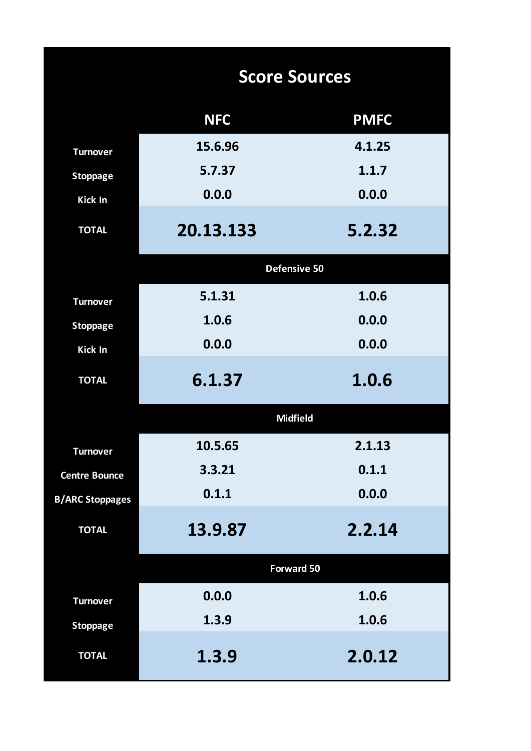## Score Sources

| | NFC | PMFC |
|---|---|---|
| Turnover | 15.6.96 | 4.1.25 |
| Stoppage | 5.7.37 | 1.1.7 |
| Kick In | 0.0.0 | 0.0.0 |
| TOTAL | **20.13.133** | **5.2.32** |
| **Defensive 50** | | |
| Turnover | 5.1.31 | 1.0.6 |
| Stoppage | 1.0.6 | 0.0.0 |
| Kick In | 0.0.0 | 0.0.0 |
| TOTAL | **6.1.37** | **1.0.6** |
| **Midfield** | | |
| Turnover | 10.5.65 | 2.1.13 |
| Centre Bounce | 3.3.21 | 0.1.1 |
| B/ARC Stoppages | 0.1.1 | 0.0.0 |
| TOTAL | **13.9.87** | **2.2.14** |
| **Forward 50** | | |
| Turnover | 0.0.0 | 1.0.6 |
| Stoppage | 1.3.9 | 1.0.6 |
| TOTAL | **1.3.9** | **2.0.12** |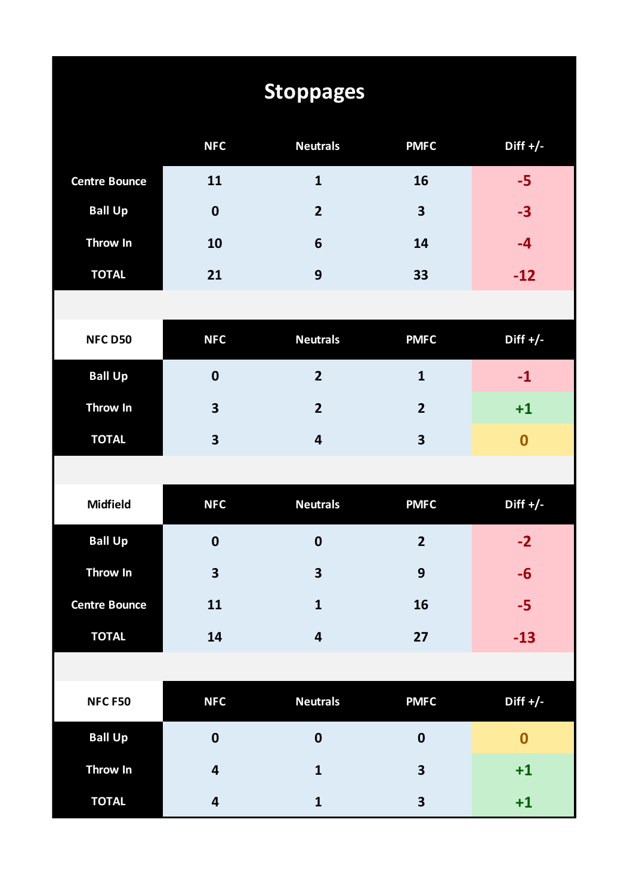# Stoppages

| | NFC | Neutrals | PMFC | Diff +/- |
|---|---|---|---|---|
| Centre Bounce | 11 | 1 | 16 | -5 |
| Ball Up | 0 | 2 | 3 | -3 |
| Throw In | 10 | 6 | 14 | -4 |
| TOTAL | 21 | 9 | 33 | -12 |

| NFC D50 | NFC | Neutrals | PMFC | Diff +/- |
|---|---|---|---|---|
| Ball Up | 0 | 2 | 1 | -1 |
| Throw In | 3 | 2 | 2 | +1 |
| TOTAL | 3 | 4 | 3 | 0 |

| Midfield | NFC | Neutrals | PMFC | Diff +/- |
|---|---|---|---|---|
| Ball Up | 0 | 0 | 2 | -2 |
| Throw In | 3 | 3 | 9 | -6 |
| Centre Bounce | 11 | 1 | 16 | -5 |
| TOTAL | 14 | 4 | 27 | -13 |

| NFC F50 | NFC | Neutrals | PMFC | Diff +/- |
|---|---|---|---|---|
| Ball Up | 0 | 0 | 0 | 0 |
| Throw In | 4 | 1 | 3 | +1 |
| TOTAL | 4 | 1 | 3 | +1 |